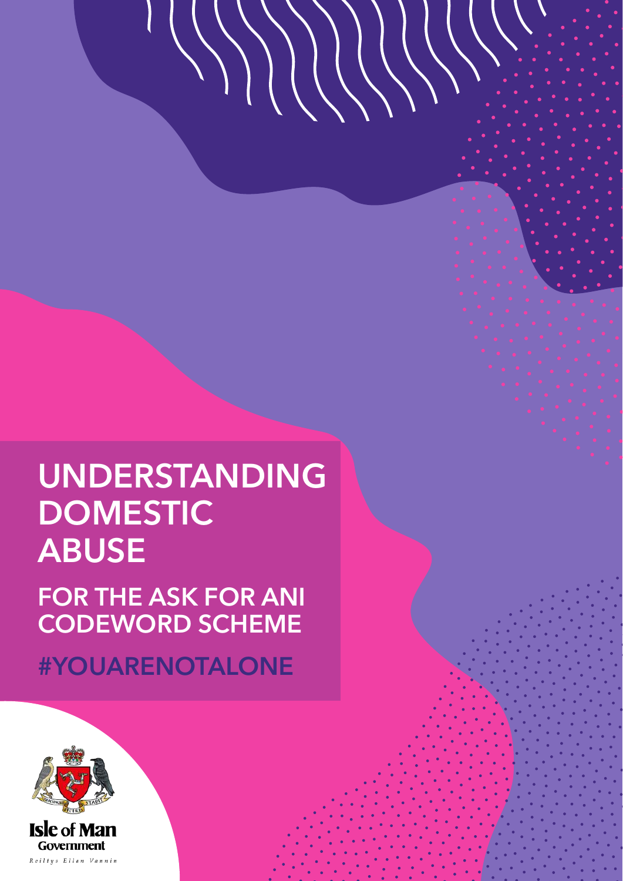# UNDERSTANDING DOMESTIC ABUSE

## FOR THE ASK FOR ANI CODEWORD SCHEME

#YOUARENOTALONE

Isle of Man Government

Reiltys Ellan Vannin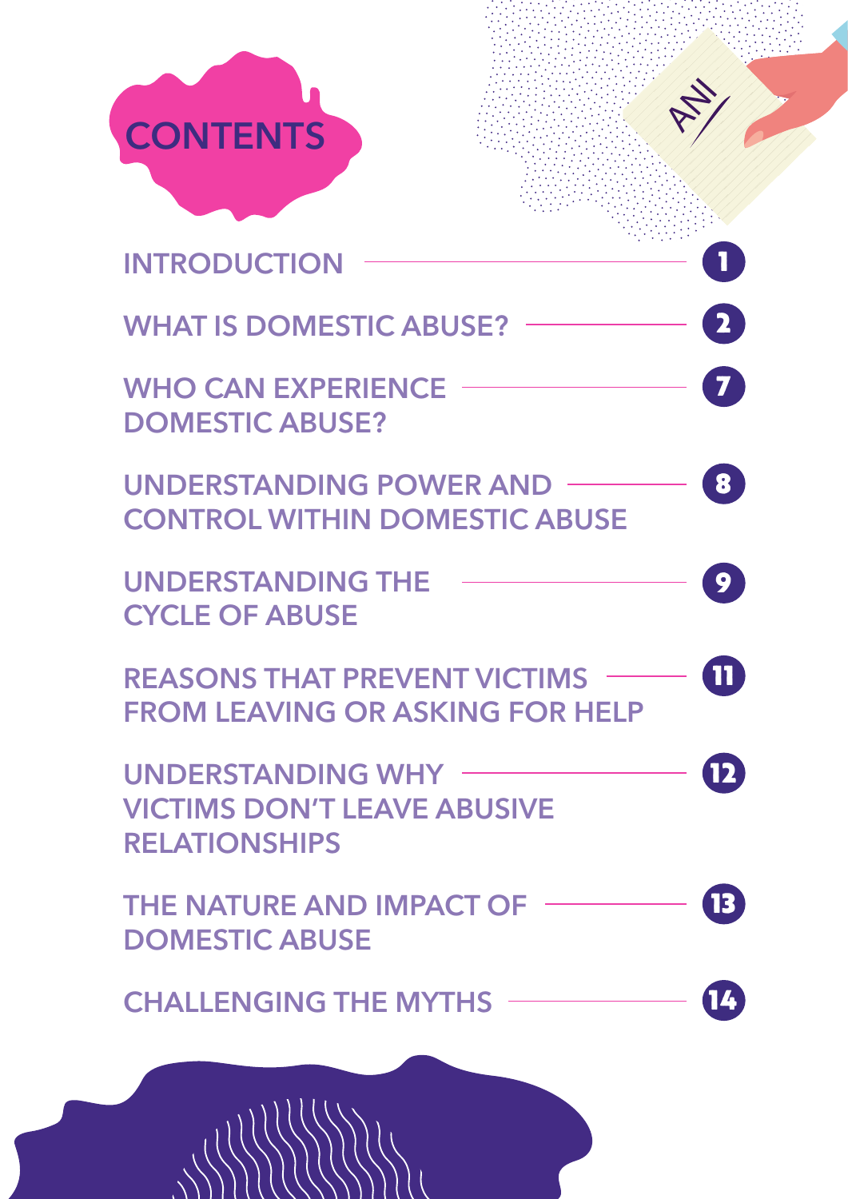# CONTENTS

| Section | Page |
|---|---|
| INTRODUCTION | 1 |
| WHAT IS DOMESTIC ABUSE? | 2 |
| WHO CAN EXPERIENCE DOMESTIC ABUSE? | 7 |
| UNDERSTANDING POWER AND CONTROL WITHIN DOMESTIC ABUSE | 8 |
| UNDERSTANDING THE CYCLE OF ABUSE | 9 |
| REASONS THAT PREVENT VICTIMS FROM LEAVING OR ASKING FOR HELP | 11 |
| UNDERSTANDING WHY VICTIMS DON'T LEAVE ABUSIVE RELATIONSHIPS | 12 |
| THE NATURE AND IMPACT OF DOMESTIC ABUSE | 13 |
| CHALLENGING THE MYTHS | 14 |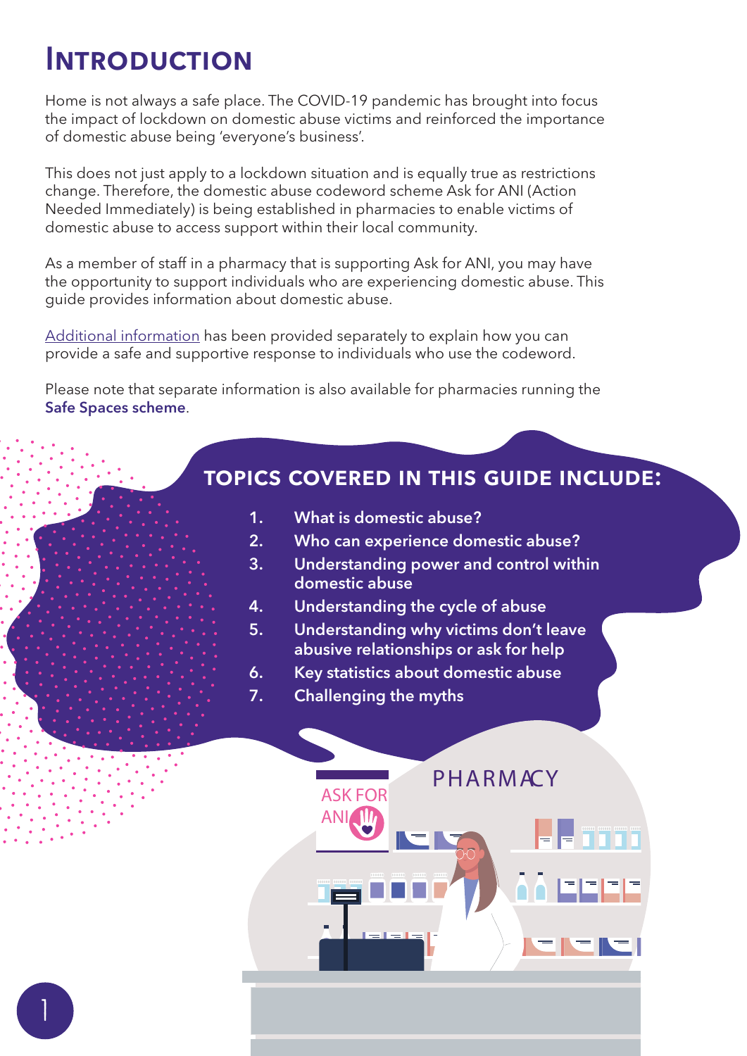# Introduction

Home is not always a safe place. The COVID-19 pandemic has brought into focus the impact of lockdown on domestic abuse victims and reinforced the importance of domestic abuse being 'everyone's business'.

This does not just apply to a lockdown situation and is equally true as restrictions change. Therefore, the domestic abuse codeword scheme Ask for ANI (Action Needed Immediately) is being established in pharmacies to enable victims of domestic abuse to access support within their local community.

As a member of staff in a pharmacy that is supporting Ask for ANI, you may have the opportunity to support individuals who are experiencing domestic abuse. This guide provides information about domestic abuse.

Additional information has been provided separately to explain how you can provide a safe and supportive response to individuals who use the codeword.

Please note that separate information is also available for pharmacies running the **Safe Spaces scheme**.

## TOPICS COVERED IN THIS GUIDE INCLUDE:

1. What is domestic abuse?
2. Who can experience domestic abuse?
3. Understanding power and control within domestic abuse
4. Understanding the cycle of abuse
5. Understanding why victims don't leave abusive relationships or ask for help
6. Key statistics about domestic abuse
7. Challenging the myths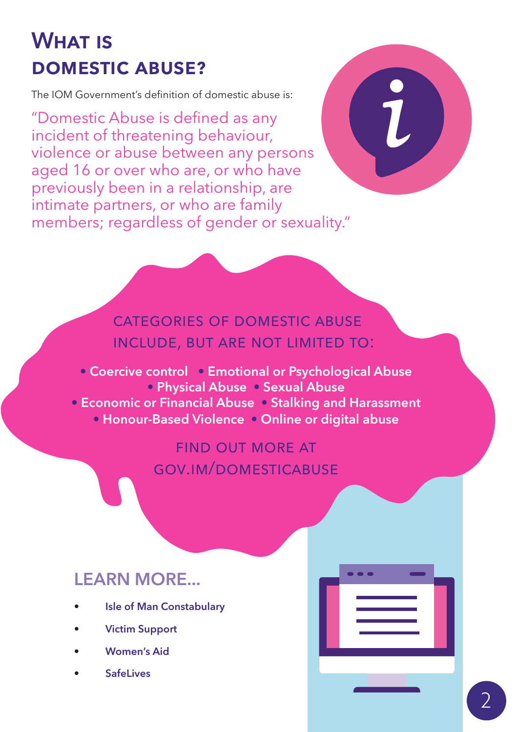# What is domestic abuse?

The IOM Government's definition of domestic abuse is:

"Domestic Abuse is defined as any incident of threatening behaviour, violence or abuse between any persons aged 16 or over who are, or who have previously been in a relationship, are intimate partners, or who are family members; regardless of gender or sexuality."

## CATEGORIES OF DOMESTIC ABUSE INCLUDE, BUT ARE NOT LIMITED TO:

- **Coercive control**
- **Emotional or Psychological Abuse**
- **Physical Abuse**
- **Sexual Abuse**
- **Economic or Financial Abuse**
- **Stalking and Harassment**
- **Honour-Based Violence**
- **Online or digital abuse**

FIND OUT MORE AT GOV.IM/DOMESTICABUSE

## LEARN MORE...

- Isle of Man Constabulary
- Victim Support
- Women's Aid
- SafeLives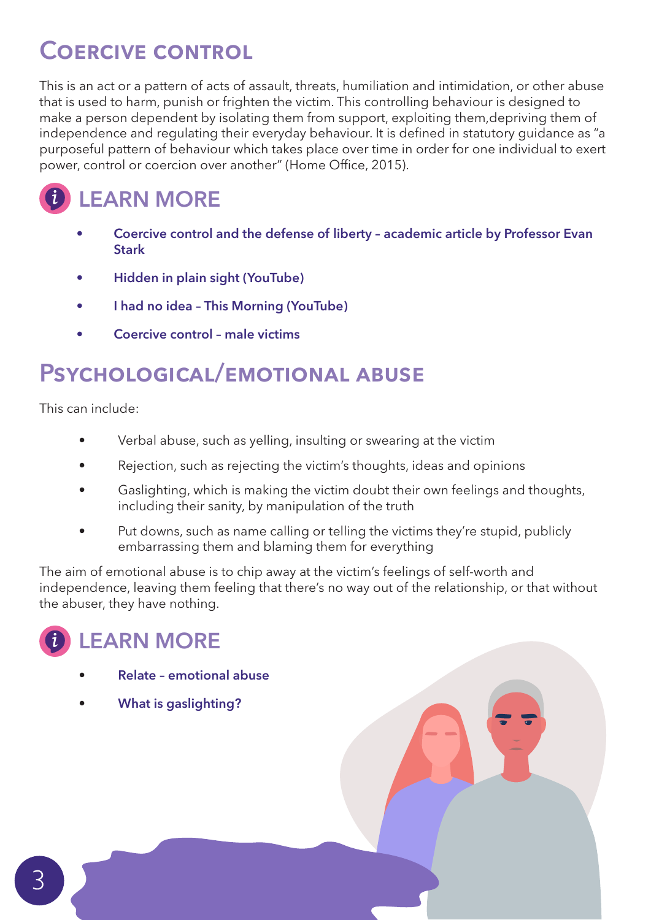## Coercive control

This is an act or a pattern of acts of assault, threats, humiliation and intimidation, or other abuse that is used to harm, punish or frighten the victim. This controlling behaviour is designed to make a person dependent by isolating them from support, exploiting them,depriving them of independence and regulating their everyday behaviour. It is defined in statutory guidance as "a purposeful pattern of behaviour which takes place over time in order for one individual to exert power, control or coercion over another" (Home Office, 2015).

### LEARN MORE

- **Coercive control and the defense of liberty – academic article by Professor Evan Stark**
- **Hidden in plain sight (YouTube)**
- **I had no idea – This Morning (YouTube)**
- **Coercive control – male victims**

## Psychological/emotional abuse

This can include:

- Verbal abuse, such as yelling, insulting or swearing at the victim
- Rejection, such as rejecting the victim's thoughts, ideas and opinions
- Gaslighting, which is making the victim doubt their own feelings and thoughts, including their sanity, by manipulation of the truth
- Put downs, such as name calling or telling the victims they're stupid, publicly embarrassing them and blaming them for everything

The aim of emotional abuse is to chip away at the victim's feelings of self-worth and independence, leaving them feeling that there's no way out of the relationship, or that without the abuser, they have nothing.

### LEARN MORE

- **Relate – emotional abuse**
- **What is gaslighting?**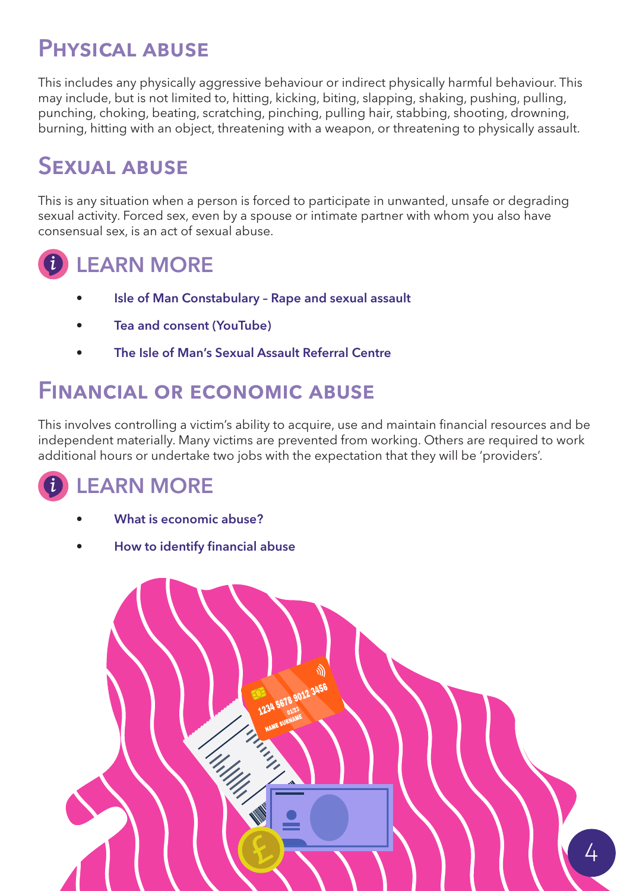## Physical abuse

This includes any physically aggressive behaviour or indirect physically harmful behaviour. This may include, but is not limited to, hitting, kicking, biting, slapping, shaking, pushing, pulling, punching, choking, beating, scratching, pinching, pulling hair, stabbing, shooting, drowning, burning, hitting with an object, threatening with a weapon, or threatening to physically assault.

## Sexual abuse

This is any situation when a person is forced to participate in unwanted, unsafe or degrading sexual activity. Forced sex, even by a spouse or intimate partner with whom you also have consensual sex, is an act of sexual abuse.

### LEARN MORE

- **Isle of Man Constabulary – Rape and sexual assault**
- **Tea and consent (YouTube)**
- **The Isle of Man's Sexual Assault Referral Centre**

## Financial or economic abuse

This involves controlling a victim's ability to acquire, use and maintain financial resources and be independent materially. Many victims are prevented from working. Others are required to work additional hours or undertake two jobs with the expectation that they will be 'providers'.

### LEARN MORE

- **What is economic abuse?**
- **How to identify financial abuse**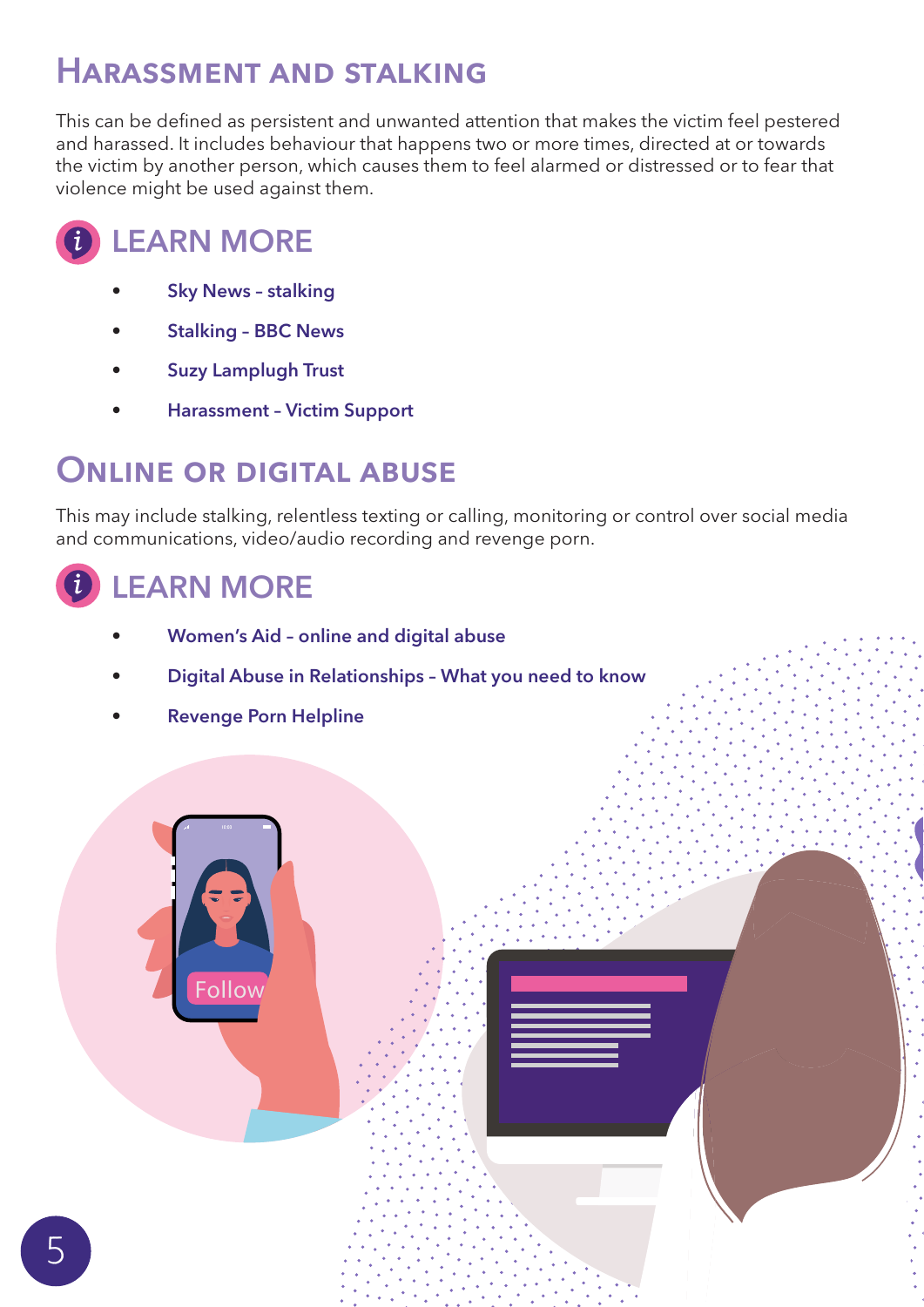## Harassment and stalking

This can be defined as persistent and unwanted attention that makes the victim feel pestered and harassed. It includes behaviour that happens two or more times, directed at or towards the victim by another person, which causes them to feel alarmed or distressed or to fear that violence might be used against them.

### LEARN MORE

- Sky News – stalking
- Stalking – BBC News
- Suzy Lamplugh Trust
- Harassment – Victim Support

## Online or digital abuse

This may include stalking, relentless texting or calling, monitoring or control over social media and communications, video/audio recording and revenge porn.

### LEARN MORE

- Women's Aid – online and digital abuse
- Digital Abuse in Relationships – What you need to know
- Revenge Porn Helpline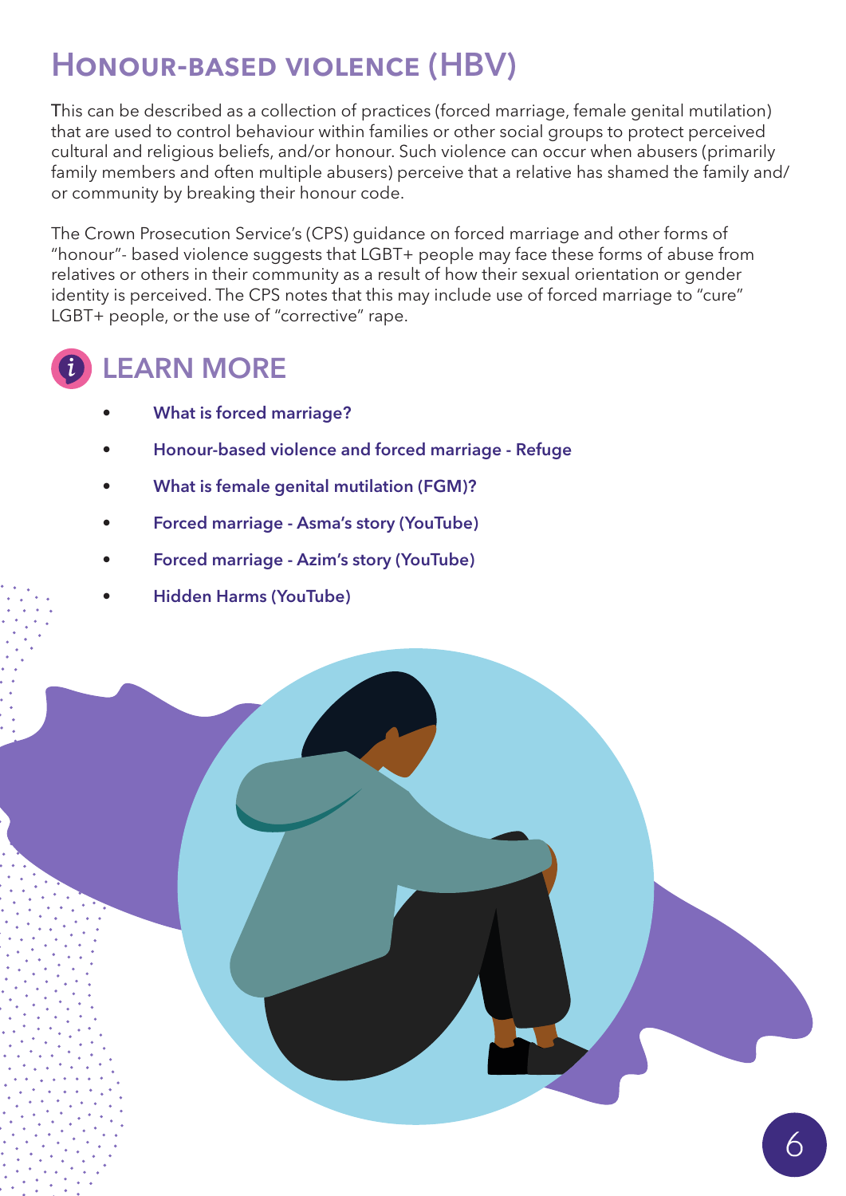# Honour-based violence (HBV)

This can be described as a collection of practices (forced marriage, female genital mutilation) that are used to control behaviour within families or other social groups to protect perceived cultural and religious beliefs, and/or honour. Such violence can occur when abusers (primarily family members and often multiple abusers) perceive that a relative has shamed the family and/or community by breaking their honour code.

The Crown Prosecution Service's (CPS) guidance on forced marriage and other forms of "honour"- based violence suggests that LGBT+ people may face these forms of abuse from relatives or others in their community as a result of how their sexual orientation or gender identity is perceived. The CPS notes that this may include use of forced marriage to "cure" LGBT+ people, or the use of "corrective" rape.

## LEARN MORE

- **What is forced marriage?**
- **Honour-based violence and forced marriage - Refuge**
- **What is female genital mutilation (FGM)?**
- **Forced marriage - Asma's story (YouTube)**
- **Forced marriage - Azim's story (YouTube)**
- **Hidden Harms (YouTube)**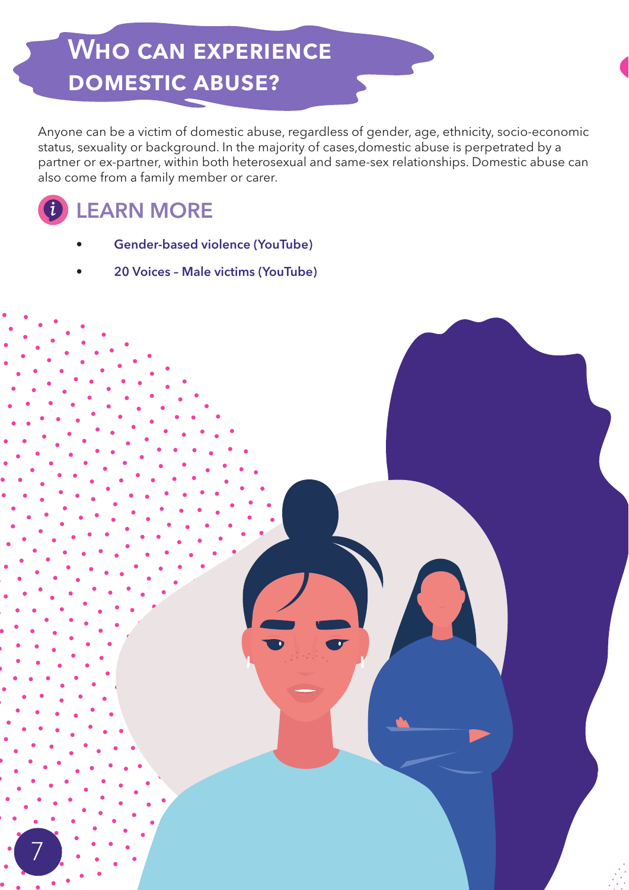# Who can experience domestic abuse?

Anyone can be a victim of domestic abuse, regardless of gender, age, ethnicity, socio-economic status, sexuality or background. In the majority of cases,domestic abuse is perpetrated by a partner or ex-partner, within both heterosexual and same-sex relationships. Domestic abuse can also come from a family member or carer.

## LEARN MORE

- **Gender-based violence (YouTube)**
- **20 Voices – Male victims (YouTube)**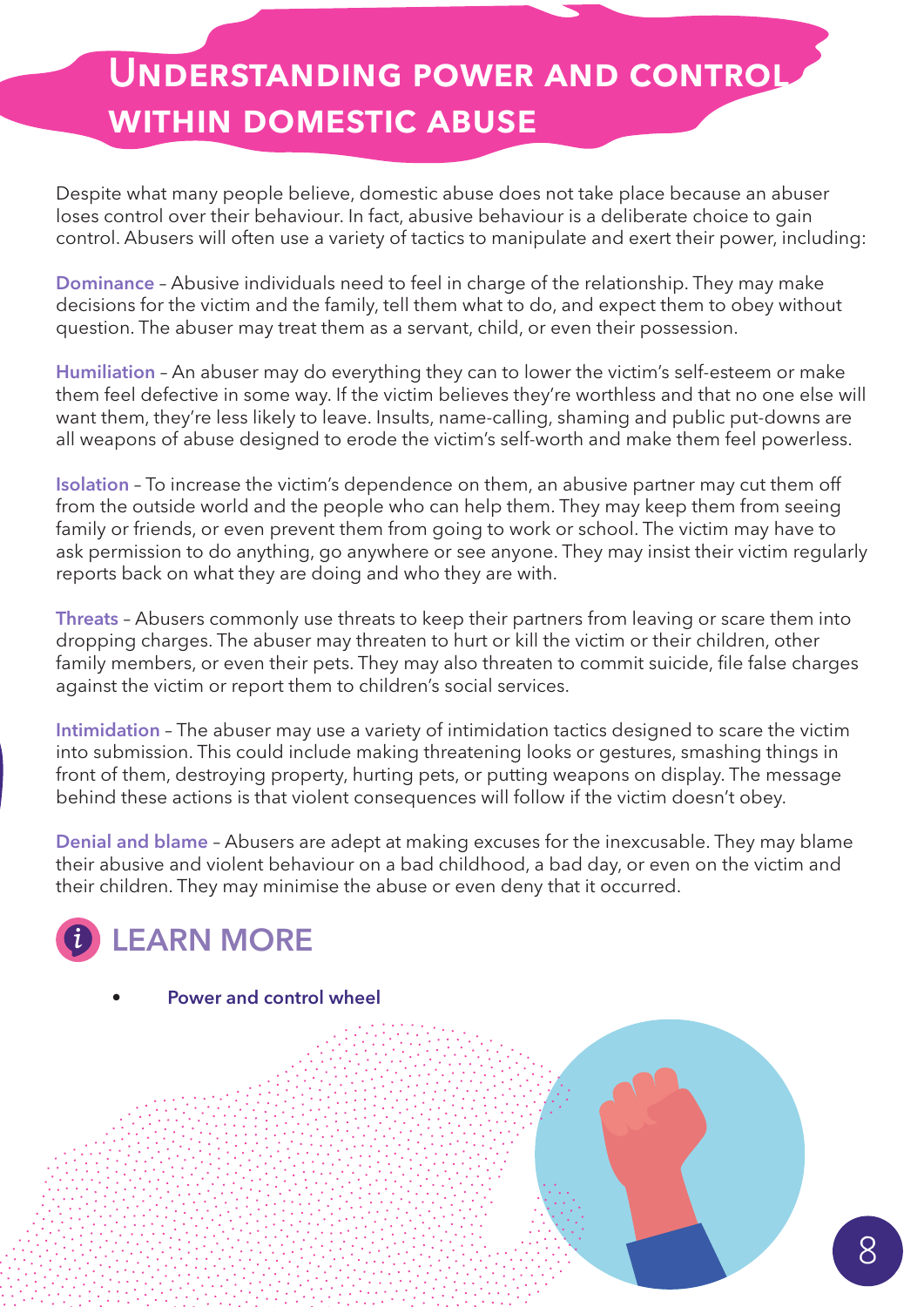# Understanding power and control within domestic abuse

Despite what many people believe, domestic abuse does not take place because an abuser loses control over their behaviour. In fact, abusive behaviour is a deliberate choice to gain control. Abusers will often use a variety of tactics to manipulate and exert their power, including:

**Dominance** – Abusive individuals need to feel in charge of the relationship. They may make decisions for the victim and the family, tell them what to do, and expect them to obey without question. The abuser may treat them as a servant, child, or even their possession.

**Humiliation** – An abuser may do everything they can to lower the victim's self-esteem or make them feel defective in some way. If the victim believes they're worthless and that no one else will want them, they're less likely to leave. Insults, name-calling, shaming and public put-downs are all weapons of abuse designed to erode the victim's self-worth and make them feel powerless.

**Isolation** – To increase the victim's dependence on them, an abusive partner may cut them off from the outside world and the people who can help them. They may keep them from seeing family or friends, or even prevent them from going to work or school. The victim may have to ask permission to do anything, go anywhere or see anyone. They may insist their victim regularly reports back on what they are doing and who they are with.

**Threats** – Abusers commonly use threats to keep their partners from leaving or scare them into dropping charges. The abuser may threaten to hurt or kill the victim or their children, other family members, or even their pets. They may also threaten to commit suicide, file false charges against the victim or report them to children's social services.

**Intimidation** – The abuser may use a variety of intimidation tactics designed to scare the victim into submission. This could include making threatening looks or gestures, smashing things in front of them, destroying property, hurting pets, or putting weapons on display. The message behind these actions is that violent consequences will follow if the victim doesn't obey.

**Denial and blame** – Abusers are adept at making excuses for the inexcusable. They may blame their abusive and violent behaviour on a bad childhood, a bad day, or even on the victim and their children. They may minimise the abuse or even deny that it occurred.

## LEARN MORE

- Power and control wheel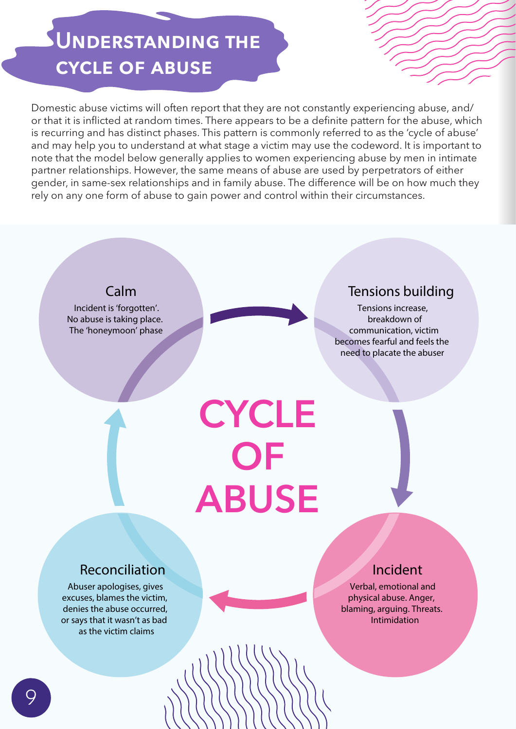# Understanding the cycle of abuse

Domestic abuse victims will often report that they are not constantly experiencing abuse, and/or that it is inflicted at random times. There appears to be a definite pattern for the abuse, which is recurring and has distinct phases. This pattern is commonly referred to as the 'cycle of abuse' and may help you to understand at what stage a victim may use the codeword. It is important to note that the model below generally applies to women experiencing abuse by men in intimate partner relationships. However, the same means of abuse are used by perpetrators of either gender, in same-sex relationships and in family abuse. The difference will be on how much they rely on any one form of abuse to gain power and control within their circumstances.

## CYCLE OF ABUSE

**Calm**

Incident is 'forgotten'. No abuse is taking place. The 'honeymoon' phase

**Tensions building**

Tensions increase, breakdown of communication, victim becomes fearful and feels the need to placate the abuser

**Incident**

Verbal, emotional and physical abuse. Anger, blaming, arguing. Threats. Intimidation

**Reconciliation**

Abuser apologises, gives excuses, blames the victim, denies the abuse occurred, or says that it wasn't as bad as the victim claims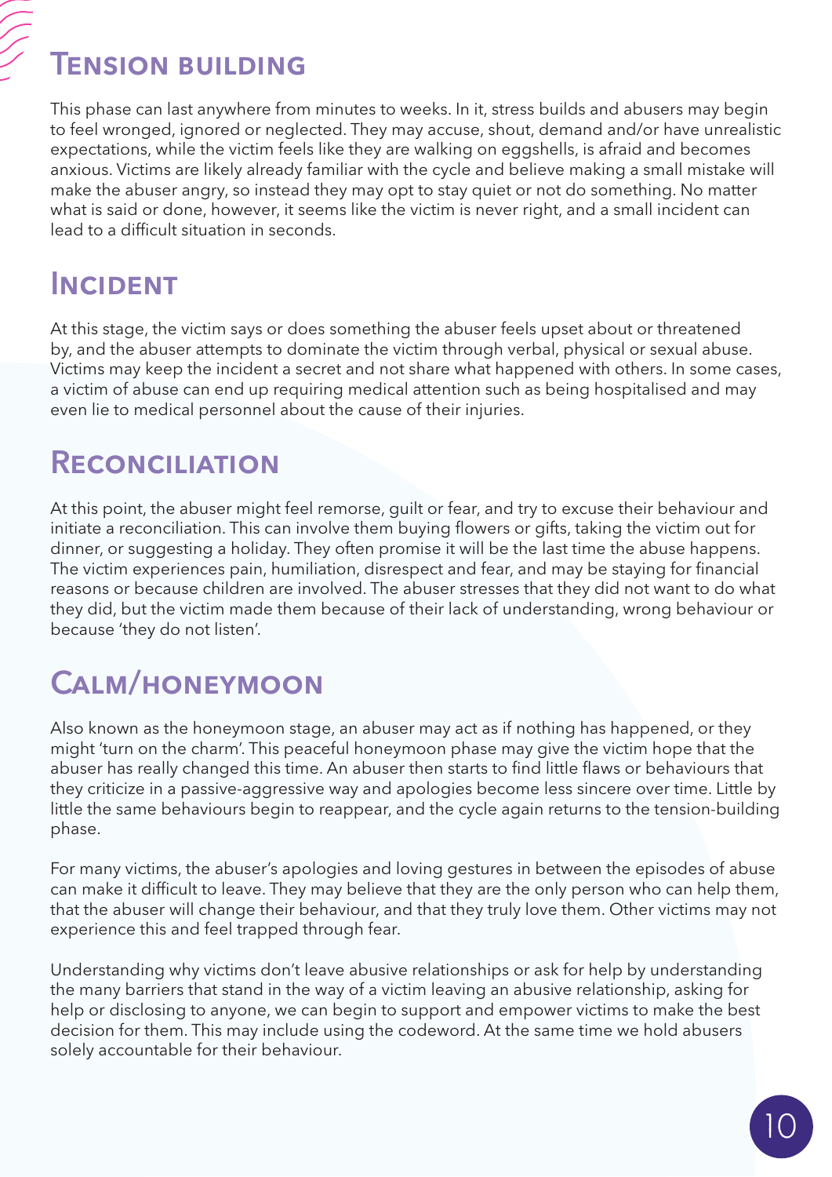## Tension building

This phase can last anywhere from minutes to weeks. In it, stress builds and abusers may begin to feel wronged, ignored or neglected. They may accuse, shout, demand and/or have unrealistic expectations, while the victim feels like they are walking on eggshells, is afraid and becomes anxious. Victims are likely already familiar with the cycle and believe making a small mistake will make the abuser angry, so instead they may opt to stay quiet or not do something. No matter what is said or done, however, it seems like the victim is never right, and a small incident can lead to a difficult situation in seconds.

## Incident

At this stage, the victim says or does something the abuser feels upset about or threatened by, and the abuser attempts to dominate the victim through verbal, physical or sexual abuse. Victims may keep the incident a secret and not share what happened with others. In some cases, a victim of abuse can end up requiring medical attention such as being hospitalised and may even lie to medical personnel about the cause of their injuries.

## Reconciliation

At this point, the abuser might feel remorse, guilt or fear, and try to excuse their behaviour and initiate a reconciliation. This can involve them buying flowers or gifts, taking the victim out for dinner, or suggesting a holiday. They often promise it will be the last time the abuse happens. The victim experiences pain, humiliation, disrespect and fear, and may be staying for financial reasons or because children are involved. The abuser stresses that they did not want to do what they did, but the victim made them because of their lack of understanding, wrong behaviour or because 'they do not listen'.

## Calm/honeymoon

Also known as the honeymoon stage, an abuser may act as if nothing has happened, or they might 'turn on the charm'. This peaceful honeymoon phase may give the victim hope that the abuser has really changed this time. An abuser then starts to find little flaws or behaviours that they criticize in a passive-aggressive way and apologies become less sincere over time. Little by little the same behaviours begin to reappear, and the cycle again returns to the tension-building phase.

For many victims, the abuser's apologies and loving gestures in between the episodes of abuse can make it difficult to leave. They may believe that they are the only person who can help them, that the abuser will change their behaviour, and that they truly love them. Other victims may not experience this and feel trapped through fear.

Understanding why victims don't leave abusive relationships or ask for help by understanding the many barriers that stand in the way of a victim leaving an abusive relationship, asking for help or disclosing to anyone, we can begin to support and empower victims to make the best decision for them. This may include using the codeword. At the same time we hold abusers solely accountable for their behaviour.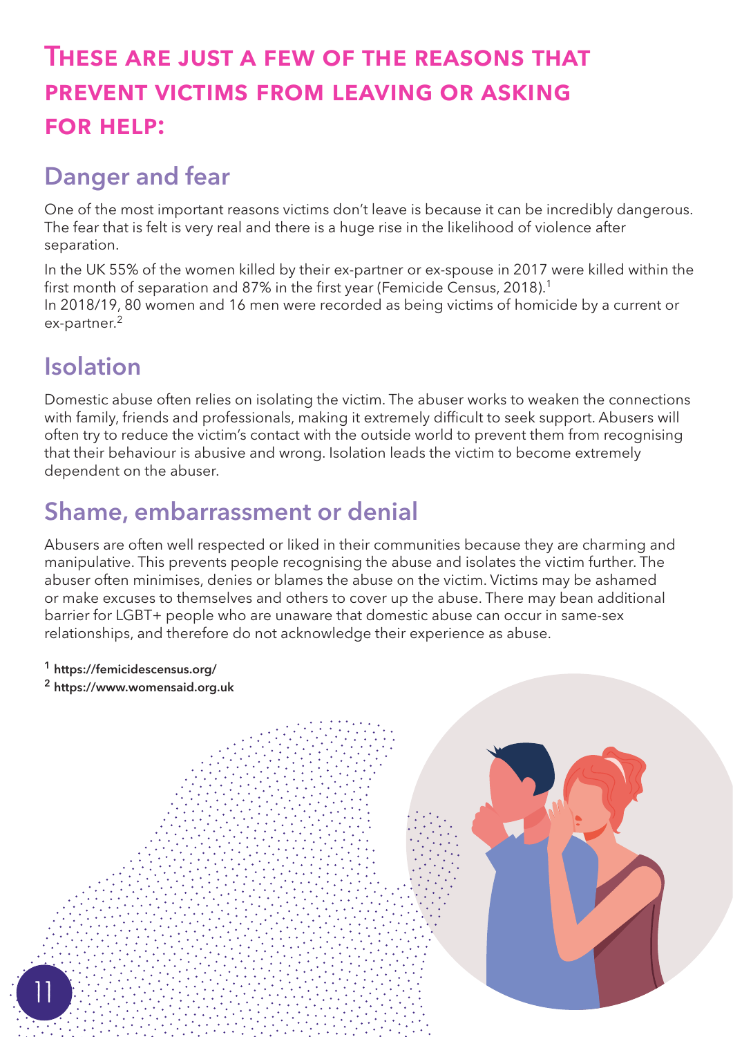# These are just a few of the reasons that prevent victims from leaving or asking for help:

## Danger and fear

One of the most important reasons victims don't leave is because it can be incredibly dangerous. The fear that is felt is very real and there is a huge rise in the likelihood of violence after separation.

In the UK 55% of the women killed by their ex-partner or ex-spouse in 2017 were killed within the first month of separation and 87% in the first year (Femicide Census, 2018).[1]
In 2018/19, 80 women and 16 men were recorded as being victims of homicide by a current or ex-partner.[2]

## Isolation

Domestic abuse often relies on isolating the victim. The abuser works to weaken the connections with family, friends and professionals, making it extremely difficult to seek support. Abusers will often try to reduce the victim's contact with the outside world to prevent them from recognising that their behaviour is abusive and wrong. Isolation leads the victim to become extremely dependent on the abuser.

## Shame, embarrassment or denial

Abusers are often well respected or liked in their communities because they are charming and manipulative. This prevents people recognising the abuse and isolates the victim further. The abuser often minimises, denies or blames the abuse on the victim. Victims may be ashamed or make excuses to themselves and others to cover up the abuse. There may bean additional barrier for LGBT+ people who are unaware that domestic abuse can occur in same-sex relationships, and therefore do not acknowledge their experience as abuse.

[1] https://femicidescensus.org/
[2] https://www.womensaid.org.uk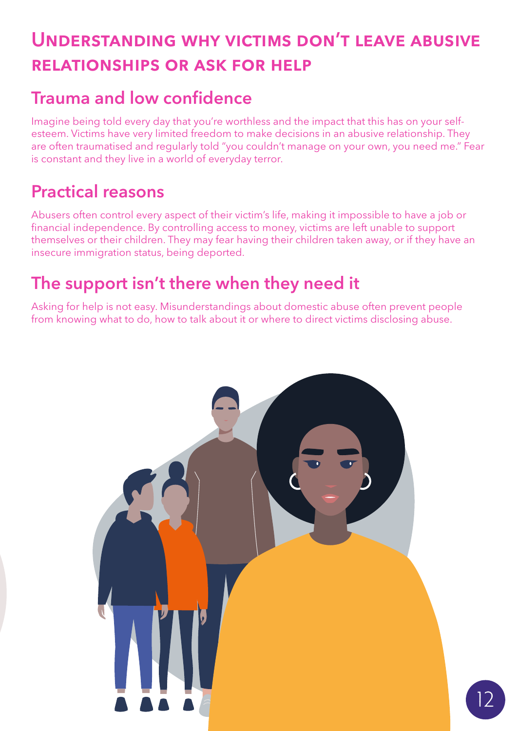# Understanding why victims don't leave abusive relationships or ask for help

## Trauma and low confidence

Imagine being told every day that you're worthless and the impact that this has on your self-esteem. Victims have very limited freedom to make decisions in an abusive relationship. They are often traumatised and regularly told "you couldn't manage on your own, you need me." Fear is constant and they live in a world of everyday terror.

## Practical reasons

Abusers often control every aspect of their victim's life, making it impossible to have a job or financial independence. By controlling access to money, victims are left unable to support themselves or their children. They may fear having their children taken away, or if they have an insecure immigration status, being deported.

## The support isn't there when they need it

Asking for help is not easy. Misunderstandings about domestic abuse often prevent people from knowing what to do, how to talk about it or where to direct victims disclosing abuse.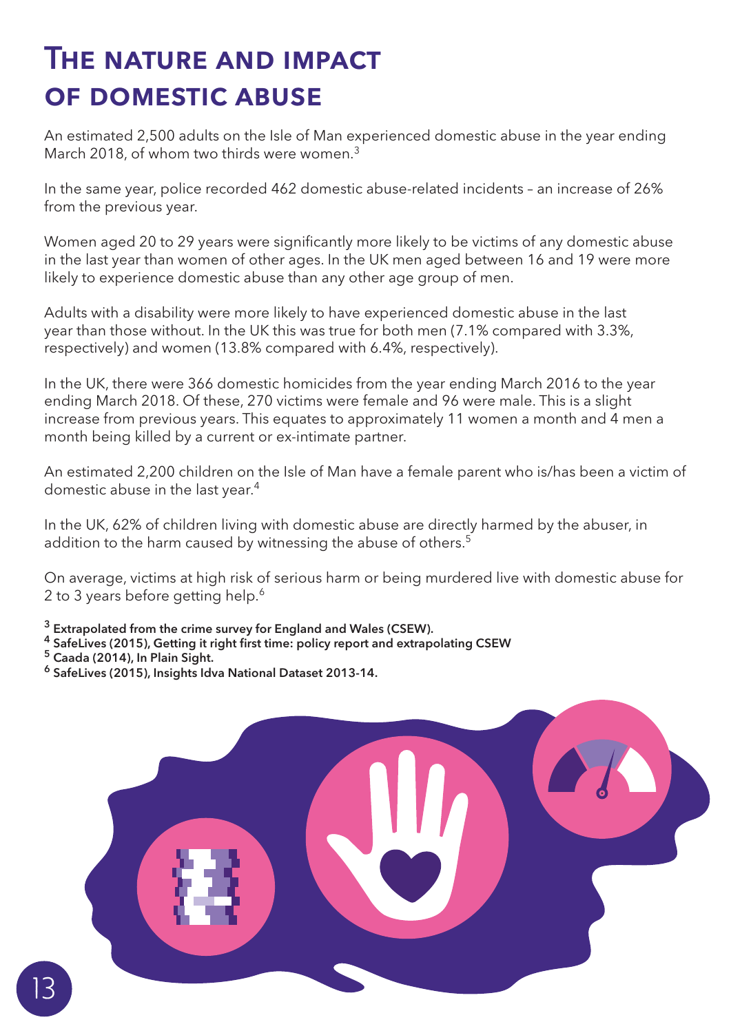# The nature and impact of domestic abuse

An estimated 2,500 adults on the Isle of Man experienced domestic abuse in the year ending March 2018, of whom two thirds were women.[3]

In the same year, police recorded 462 domestic abuse-related incidents – an increase of 26% from the previous year.

Women aged 20 to 29 years were significantly more likely to be victims of any domestic abuse in the last year than women of other ages. In the UK men aged between 16 and 19 were more likely to experience domestic abuse than any other age group of men.

Adults with a disability were more likely to have experienced domestic abuse in the last year than those without. In the UK this was true for both men (7.1% compared with 3.3%, respectively) and women (13.8% compared with 6.4%, respectively).

In the UK, there were 366 domestic homicides from the year ending March 2016 to the year ending March 2018. Of these, 270 victims were female and 96 were male. This is a slight increase from previous years. This equates to approximately 11 women a month and 4 men a month being killed by a current or ex-intimate partner.

An estimated 2,200 children on the Isle of Man have a female parent who is/has been a victim of domestic abuse in the last year.[4]

In the UK, 62% of children living with domestic abuse are directly harmed by the abuser, in addition to the harm caused by witnessing the abuse of others.[5]

On average, victims at high risk of serious harm or being murdered live with domestic abuse for 2 to 3 years before getting help.[6]

**[3] Extrapolated from the crime survey for England and Wales (CSEW).**
**[4] SafeLives (2015), Getting it right first time: policy report and extrapolating CSEW**
**[5] Caada (2014), In Plain Sight.**
**[6] SafeLives (2015), Insights Idva National Dataset 2013-14.**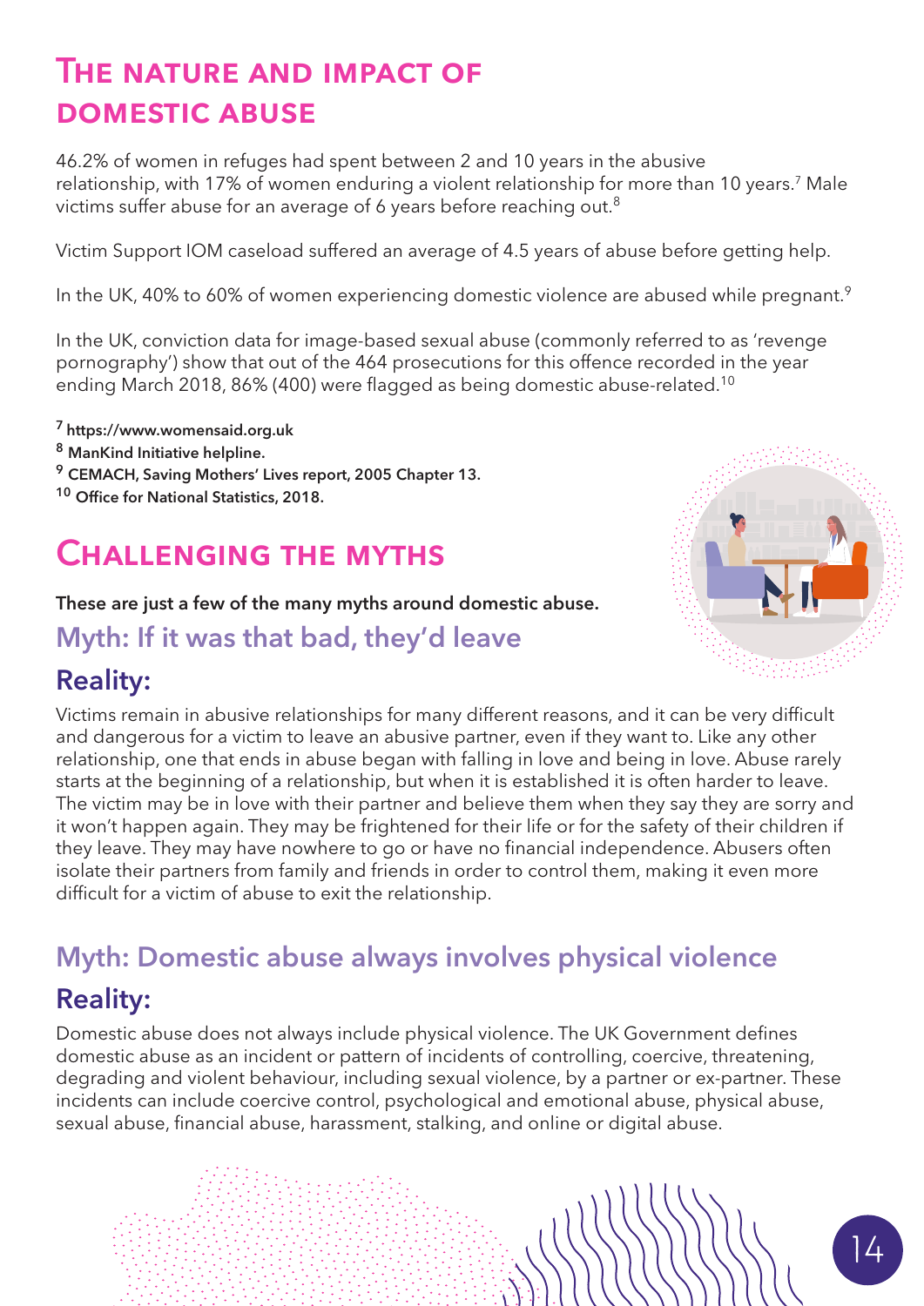## The nature and impact of domestic abuse

46.2% of women in refuges had spent between 2 and 10 years in the abusive relationship, with 17% of women enduring a violent relationship for more than 10 years.[7] Male victims suffer abuse for an average of 6 years before reaching out.[8]

Victim Support IOM caseload suffered an average of 4.5 years of abuse before getting help.

In the UK, 40% to 60% of women experiencing domestic violence are abused while pregnant.[9]

In the UK, conviction data for image-based sexual abuse (commonly referred to as 'revenge pornography') show that out of the 464 prosecutions for this offence recorded in the year ending March 2018, 86% (400) were flagged as being domestic abuse-related.[10]

[7] https://www.womensaid.org.uk
[8] ManKind Initiative helpline.
[9] CEMACH, Saving Mothers' Lives report, 2005 Chapter 13.
[10] Office for National Statistics, 2018.

## Challenging the myths

**These are just a few of the many myths around domestic abuse.**

### Myth: If it was that bad, they'd leave

### Reality:

Victims remain in abusive relationships for many different reasons, and it can be very difficult and dangerous for a victim to leave an abusive partner, even if they want to. Like any other relationship, one that ends in abuse began with falling in love and being in love. Abuse rarely starts at the beginning of a relationship, but when it is established it is often harder to leave. The victim may be in love with their partner and believe them when they say they are sorry and it won't happen again. They may be frightened for their life or for the safety of their children if they leave. They may have nowhere to go or have no financial independence. Abusers often isolate their partners from family and friends in order to control them, making it even more difficult for a victim of abuse to exit the relationship.

### Myth: Domestic abuse always involves physical violence

### Reality:

Domestic abuse does not always include physical violence. The UK Government defines domestic abuse as an incident or pattern of incidents of controlling, coercive, threatening, degrading and violent behaviour, including sexual violence, by a partner or ex-partner. These incidents can include coercive control, psychological and emotional abuse, physical abuse, sexual abuse, financial abuse, harassment, stalking, and online or digital abuse.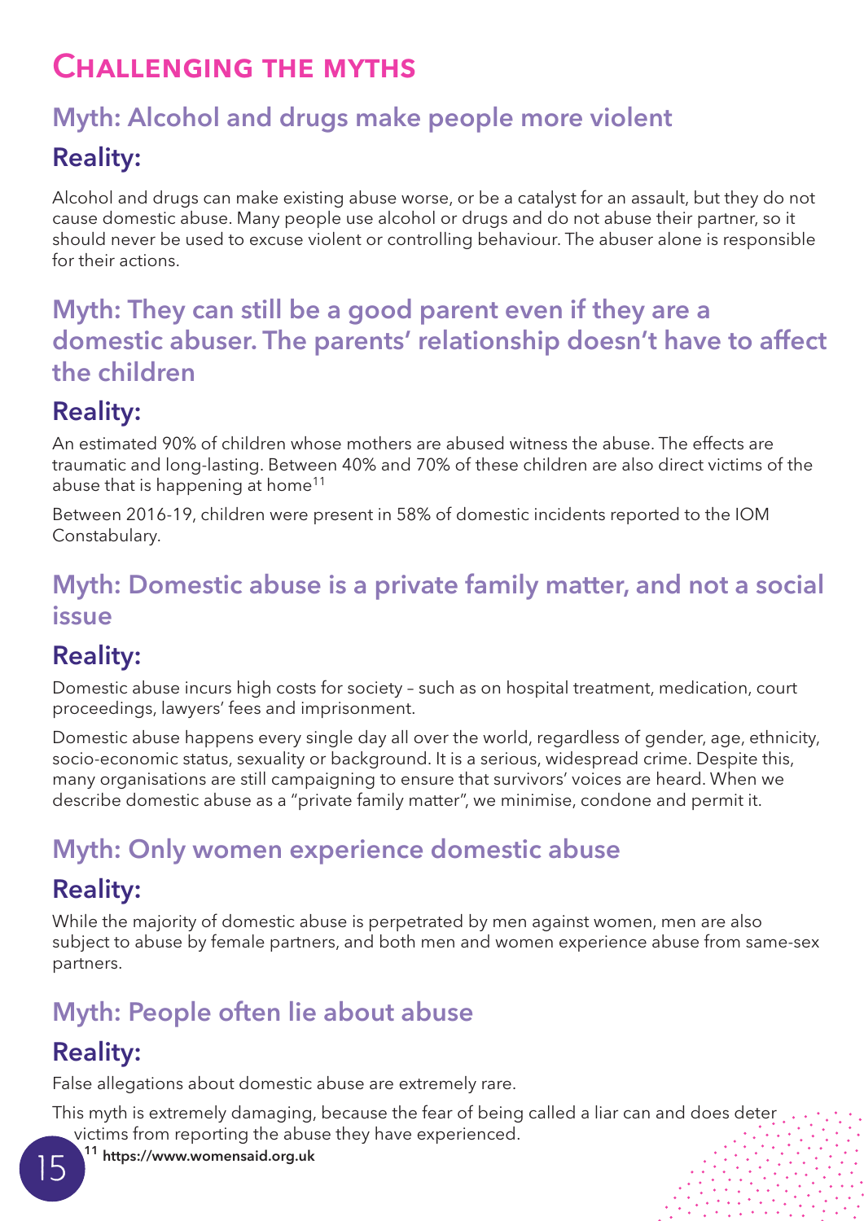# Challenging the myths

## Myth: Alcohol and drugs make people more violent

### Reality:

Alcohol and drugs can make existing abuse worse, or be a catalyst for an assault, but they do not cause domestic abuse. Many people use alcohol or drugs and do not abuse their partner, so it should never be used to excuse violent or controlling behaviour. The abuser alone is responsible for their actions.

## Myth: They can still be a good parent even if they are a domestic abuser. The parents' relationship doesn't have to affect the children

### Reality:

An estimated 90% of children whose mothers are abused witness the abuse. The effects are traumatic and long-lasting. Between 40% and 70% of these children are also direct victims of the abuse that is happening at home[11]

Between 2016-19, children were present in 58% of domestic incidents reported to the IOM Constabulary.

## Myth: Domestic abuse is a private family matter, and not a social issue

### Reality:

Domestic abuse incurs high costs for society – such as on hospital treatment, medication, court proceedings, lawyers' fees and imprisonment.

Domestic abuse happens every single day all over the world, regardless of gender, age, ethnicity, socio-economic status, sexuality or background. It is a serious, widespread crime. Despite this, many organisations are still campaigning to ensure that survivors' voices are heard. When we describe domestic abuse as a "private family matter", we minimise, condone and permit it.

## Myth: Only women experience domestic abuse

### Reality:

While the majority of domestic abuse is perpetrated by men against women, men are also subject to abuse by female partners, and both men and women experience abuse from same-sex partners.

## Myth: People often lie about abuse

### Reality:

False allegations about domestic abuse are extremely rare.

This myth is extremely damaging, because the fear of being called a liar can and does deter victims from reporting the abuse they have experienced.

[11] **https://www.womensaid.org.uk**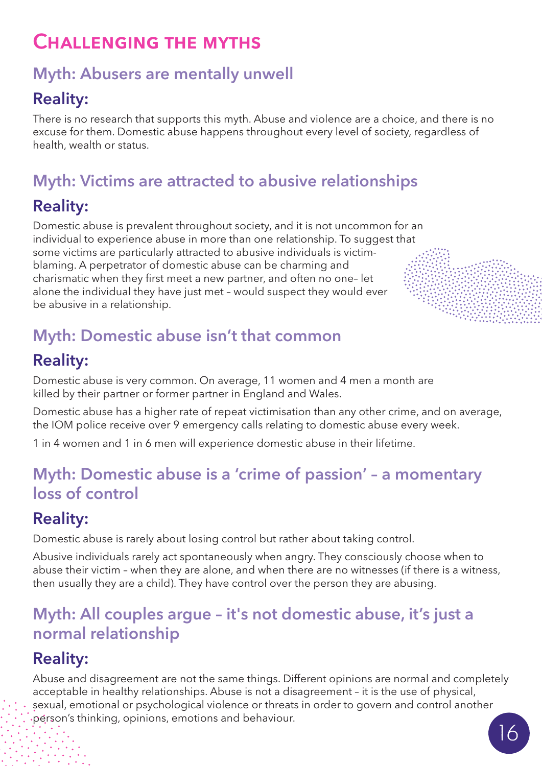# Challenging the myths

## Myth: Abusers are mentally unwell

### Reality:

There is no research that supports this myth. Abuse and violence are a choice, and there is no excuse for them. Domestic abuse happens throughout every level of society, regardless of health, wealth or status.

## Myth: Victims are attracted to abusive relationships

### Reality:

Domestic abuse is prevalent throughout society, and it is not uncommon for an individual to experience abuse in more than one relationship. To suggest that some victims are particularly attracted to abusive individuals is victim-blaming. A perpetrator of domestic abuse can be charming and charismatic when they first meet a new partner, and often no one– let alone the individual they have just met – would suspect they would ever be abusive in a relationship.

## Myth: Domestic abuse isn't that common

### Reality:

Domestic abuse is very common. On average, 11 women and 4 men a month are killed by their partner or former partner in England and Wales.

Domestic abuse has a higher rate of repeat victimisation than any other crime, and on average, the IOM police receive over 9 emergency calls relating to domestic abuse every week.

1 in 4 women and 1 in 6 men will experience domestic abuse in their lifetime.

## Myth: Domestic abuse is a 'crime of passion' – a momentary loss of control

### Reality:

Domestic abuse is rarely about losing control but rather about taking control.

Abusive individuals rarely act spontaneously when angry. They consciously choose when to abuse their victim – when they are alone, and when there are no witnesses (if there is a witness, then usually they are a child). They have control over the person they are abusing.

## Myth: All couples argue – it's not domestic abuse, it's just a normal relationship

### Reality:

Abuse and disagreement are not the same things. Different opinions are normal and completely acceptable in healthy relationships. Abuse is not a disagreement – it is the use of physical, sexual, emotional or psychological violence or threats in order to govern and control another person's thinking, opinions, emotions and behaviour.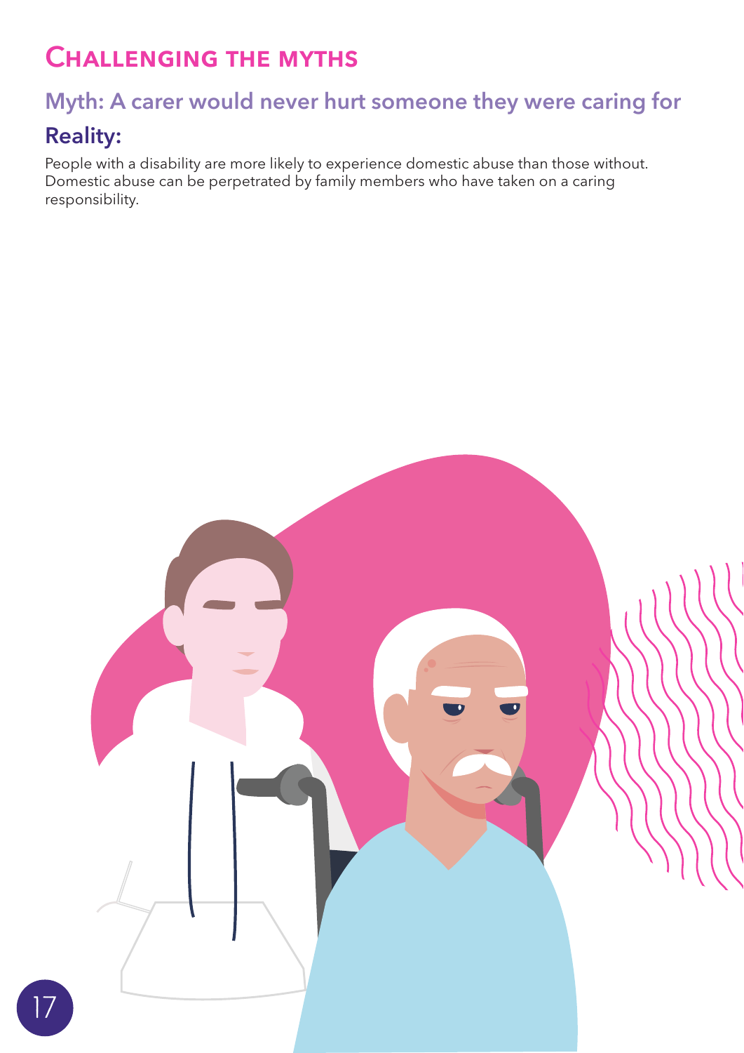# Challenging the myths

## Myth: A carer would never hurt someone they were caring for

### Reality:

People with a disability are more likely to experience domestic abuse than those without. Domestic abuse can be perpetrated by family members who have taken on a caring responsibility.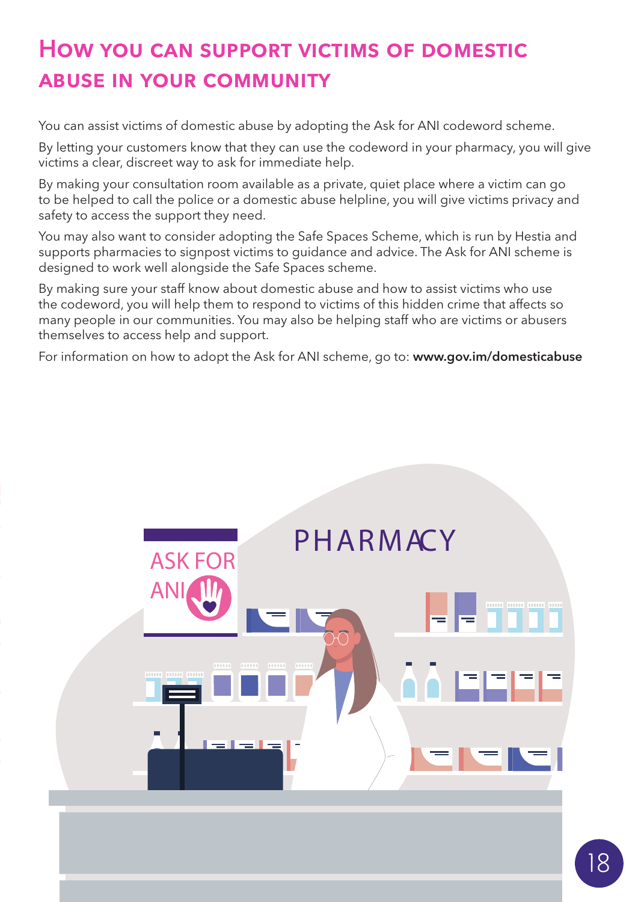# How you can support victims of domestic abuse in your community

You can assist victims of domestic abuse by adopting the Ask for ANI codeword scheme.

By letting your customers know that they can use the codeword in your pharmacy, you will give victims a clear, discreet way to ask for immediate help.

By making your consultation room available as a private, quiet place where a victim can go to be helped to call the police or a domestic abuse helpline, you will give victims privacy and safety to access the support they need.

You may also want to consider adopting the Safe Spaces Scheme, which is run by Hestia and supports pharmacies to signpost victims to guidance and advice. The Ask for ANI scheme is designed to work well alongside the Safe Spaces scheme.

By making sure your staff know about domestic abuse and how to assist victims who use the codeword, you will help them to respond to victims of this hidden crime that affects so many people in our communities. You may also be helping staff who are victims or abusers themselves to access help and support.

For information on how to adopt the Ask for ANI scheme, go to: **www.gov.im/domesticabuse**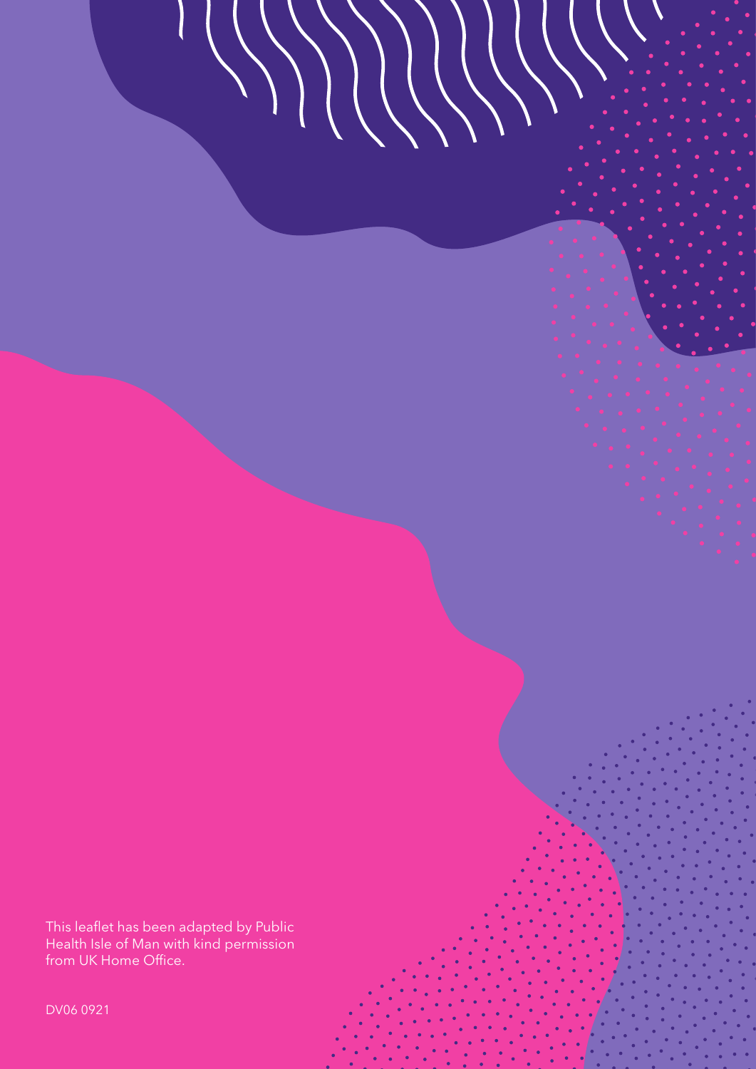This leaflet has been adapted by Public Health Isle of Man with kind permission from UK Home Office.

DV06 0921